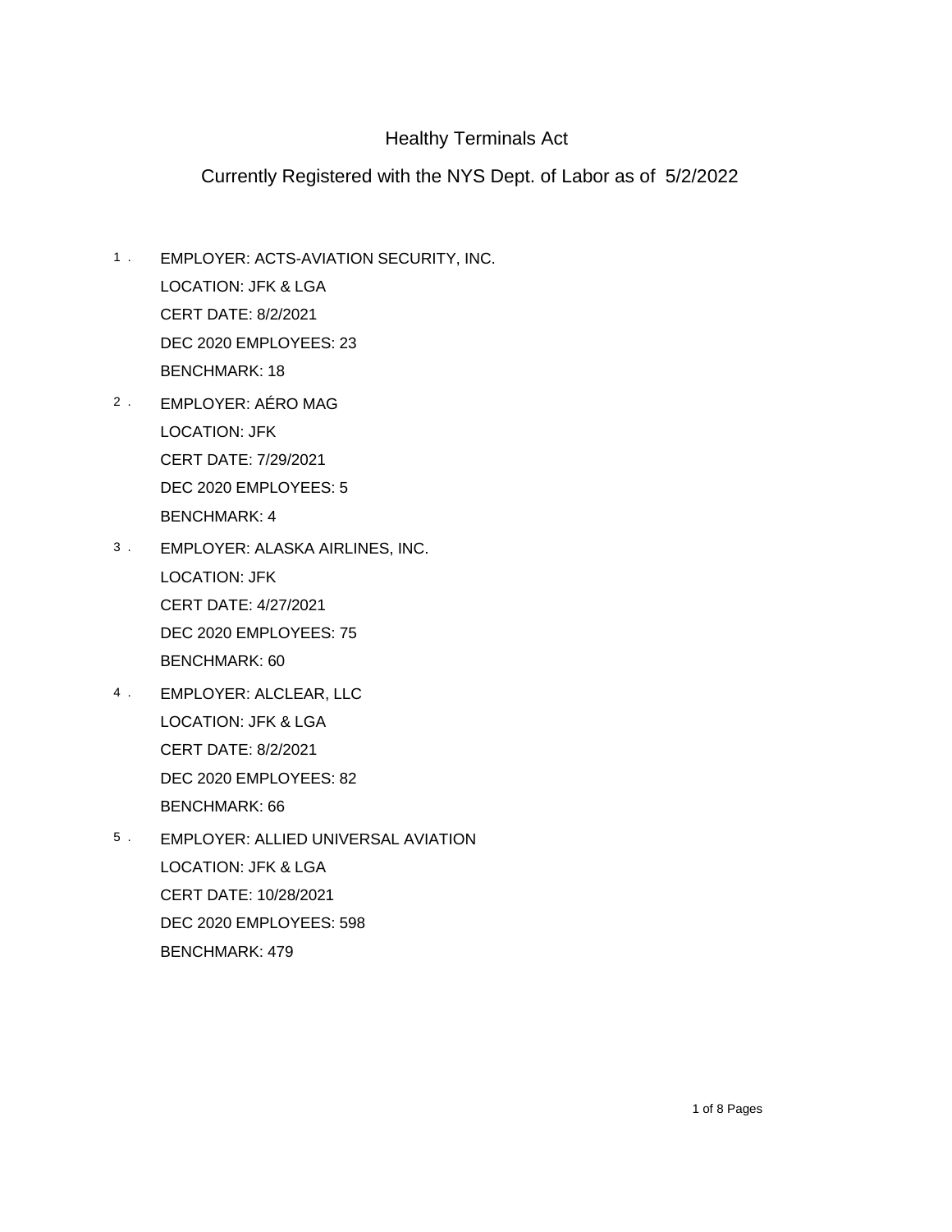# Healthy Terminals Act

## Currently Registered with the NYS Dept. of Labor as of 5/2/2022

1. EMPLOYER: ACTS-AVIATION SECURITY, INC.
   LOCATION: JFK & LGA
   CERT DATE: 8/2/2021
   DEC 2020 EMPLOYEES: 23
   BENCHMARK: 18

2. EMPLOYER: AÉRO MAG
   LOCATION: JFK
   CERT DATE: 7/29/2021
   DEC 2020 EMPLOYEES: 5
   BENCHMARK: 4

3. EMPLOYER: ALASKA AIRLINES, INC.
   LOCATION: JFK
   CERT DATE: 4/27/2021
   DEC 2020 EMPLOYEES: 75
   BENCHMARK: 60

4. EMPLOYER: ALCLEAR, LLC
   LOCATION: JFK & LGA
   CERT DATE: 8/2/2021
   DEC 2020 EMPLOYEES: 82
   BENCHMARK: 66

5. EMPLOYER: ALLIED UNIVERSAL AVIATION
   LOCATION: JFK & LGA
   CERT DATE: 10/28/2021
   DEC 2020 EMPLOYEES: 598
   BENCHMARK: 479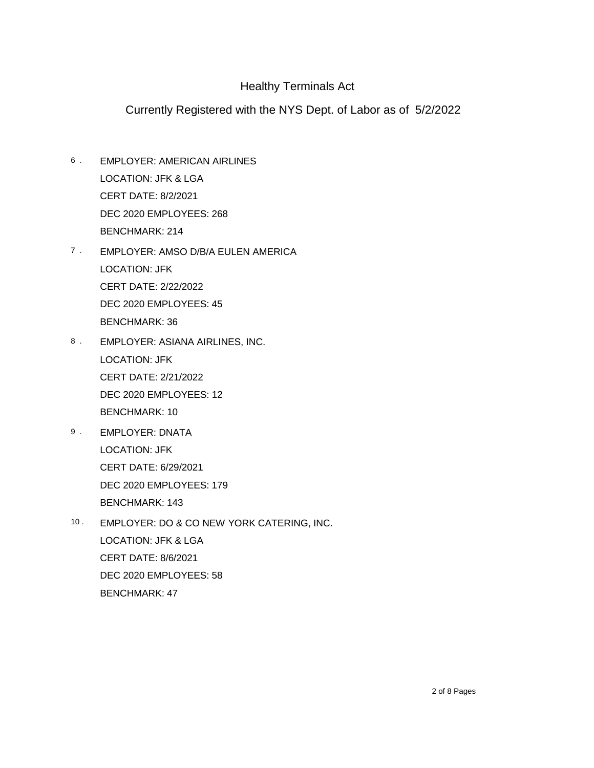# Healthy Terminals Act

## Currently Registered with the NYS Dept. of Labor as of 5/2/2022

6. EMPLOYER: AMERICAN AIRLINES
   LOCATION: JFK & LGA
   CERT DATE: 8/2/2021
   DEC 2020 EMPLOYEES: 268
   BENCHMARK: 214

7. EMPLOYER: AMSO D/B/A EULEN AMERICA
   LOCATION: JFK
   CERT DATE: 2/22/2022
   DEC 2020 EMPLOYEES: 45
   BENCHMARK: 36

8. EMPLOYER: ASIANA AIRLINES, INC.
   LOCATION: JFK
   CERT DATE: 2/21/2022
   DEC 2020 EMPLOYEES: 12
   BENCHMARK: 10

9. EMPLOYER: DNATA
   LOCATION: JFK
   CERT DATE: 6/29/2021
   DEC 2020 EMPLOYEES: 179
   BENCHMARK: 143

10. EMPLOYER: DO & CO NEW YORK CATERING, INC.
    LOCATION: JFK & LGA
    CERT DATE: 8/6/2021
    DEC 2020 EMPLOYEES: 58
    BENCHMARK: 47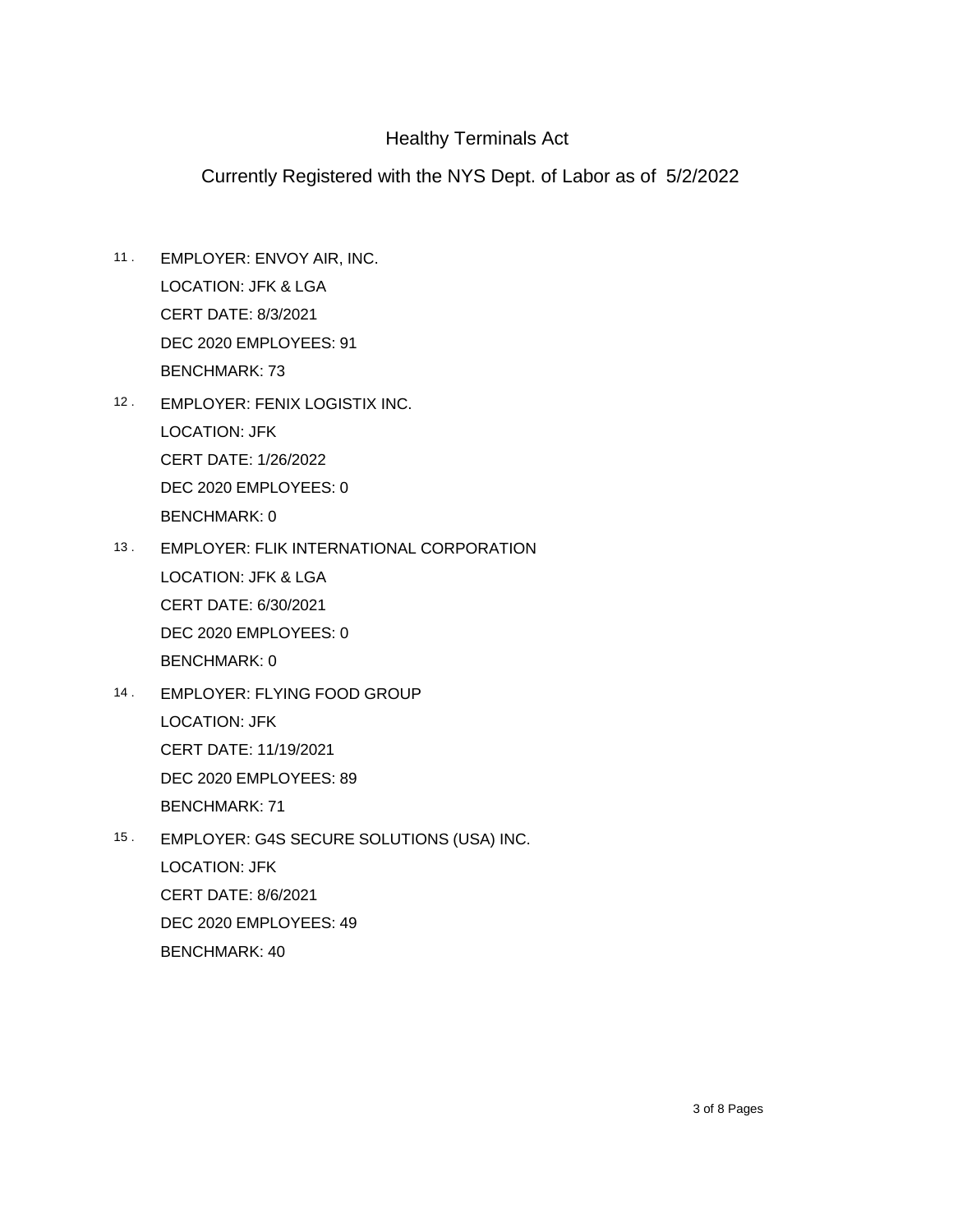# Healthy Terminals Act

## Currently Registered with the NYS Dept. of Labor as of 5/2/2022

11. EMPLOYER: ENVOY AIR, INC.
    LOCATION: JFK & LGA
    CERT DATE: 8/3/2021
    DEC 2020 EMPLOYEES: 91
    BENCHMARK: 73

12. EMPLOYER: FENIX LOGISTIX INC.
    LOCATION: JFK
    CERT DATE: 1/26/2022
    DEC 2020 EMPLOYEES: 0
    BENCHMARK: 0

13. EMPLOYER: FLIK INTERNATIONAL CORPORATION
    LOCATION: JFK & LGA
    CERT DATE: 6/30/2021
    DEC 2020 EMPLOYEES: 0
    BENCHMARK: 0

14. EMPLOYER: FLYING FOOD GROUP
    LOCATION: JFK
    CERT DATE: 11/19/2021
    DEC 2020 EMPLOYEES: 89
    BENCHMARK: 71

15. EMPLOYER: G4S SECURE SOLUTIONS (USA) INC.
    LOCATION: JFK
    CERT DATE: 8/6/2021
    DEC 2020 EMPLOYEES: 49
    BENCHMARK: 40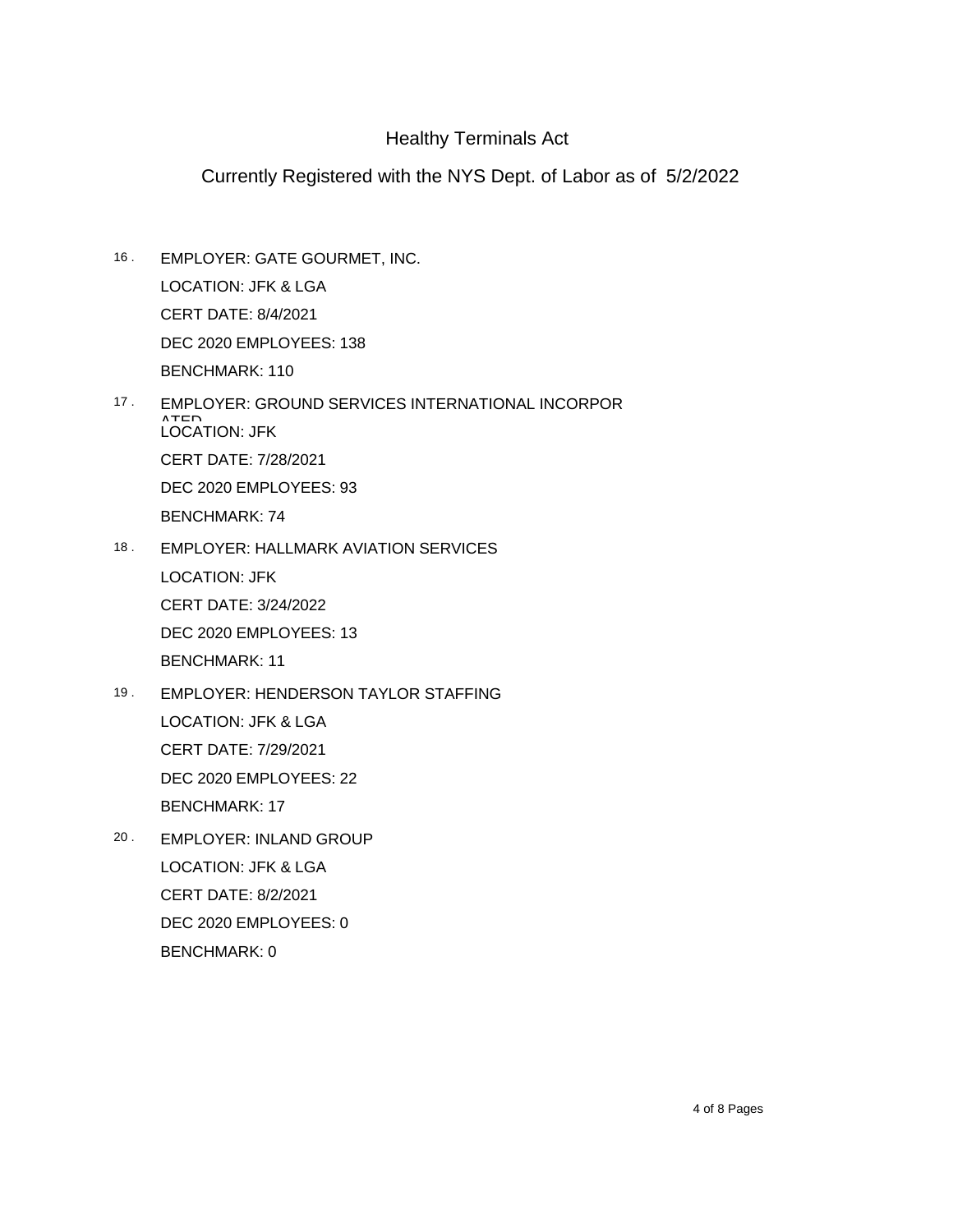Healthy Terminals Act

Currently Registered with the NYS Dept. of Labor as of 5/2/2022

16 . EMPLOYER: GATE GOURMET, INC.
LOCATION: JFK & LGA
CERT DATE: 8/4/2021
DEC 2020 EMPLOYEES: 138
BENCHMARK: 110

17 . EMPLOYER: GROUND SERVICES INTERNATIONAL INCORPORATED
LOCATION: JFK
CERT DATE: 7/28/2021
DEC 2020 EMPLOYEES: 93
BENCHMARK: 74

18 . EMPLOYER: HALLMARK AVIATION SERVICES
LOCATION: JFK
CERT DATE: 3/24/2022
DEC 2020 EMPLOYEES: 13
BENCHMARK: 11

19 . EMPLOYER: HENDERSON TAYLOR STAFFING
LOCATION: JFK & LGA
CERT DATE: 7/29/2021
DEC 2020 EMPLOYEES: 22
BENCHMARK: 17

20 . EMPLOYER: INLAND GROUP
LOCATION: JFK & LGA
CERT DATE: 8/2/2021
DEC 2020 EMPLOYEES: 0
BENCHMARK: 0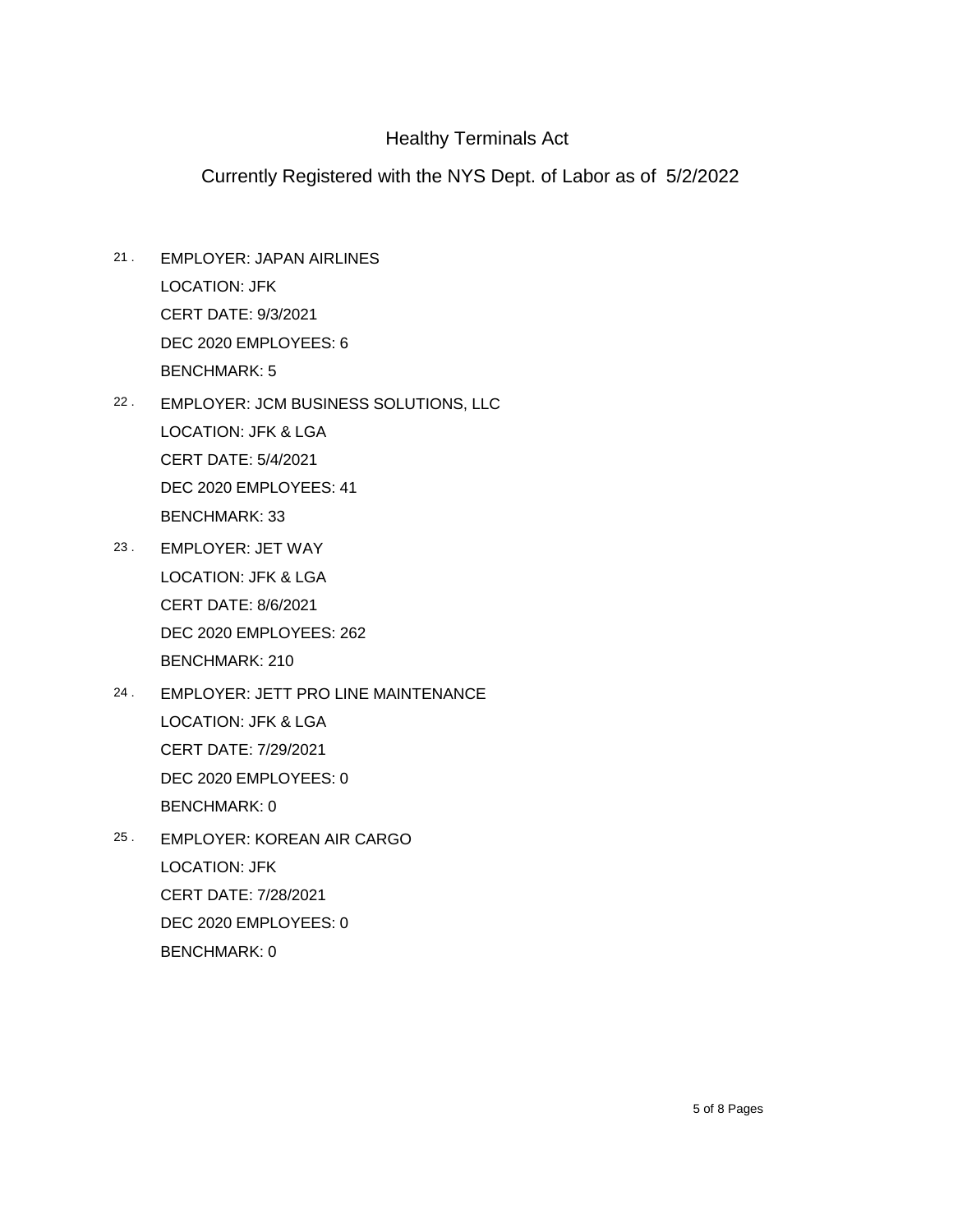Healthy Terminals Act

Currently Registered with the NYS Dept. of Labor as of 5/2/2022

21. EMPLOYER: JAPAN AIRLINES
    LOCATION: JFK
    CERT DATE: 9/3/2021
    DEC 2020 EMPLOYEES: 6
    BENCHMARK: 5

22. EMPLOYER: JCM BUSINESS SOLUTIONS, LLC
    LOCATION: JFK & LGA
    CERT DATE: 5/4/2021
    DEC 2020 EMPLOYEES: 41
    BENCHMARK: 33

23. EMPLOYER: JET WAY
    LOCATION: JFK & LGA
    CERT DATE: 8/6/2021
    DEC 2020 EMPLOYEES: 262
    BENCHMARK: 210

24. EMPLOYER: JETT PRO LINE MAINTENANCE
    LOCATION: JFK & LGA
    CERT DATE: 7/29/2021
    DEC 2020 EMPLOYEES: 0
    BENCHMARK: 0

25. EMPLOYER: KOREAN AIR CARGO
    LOCATION: JFK
    CERT DATE: 7/28/2021
    DEC 2020 EMPLOYEES: 0
    BENCHMARK: 0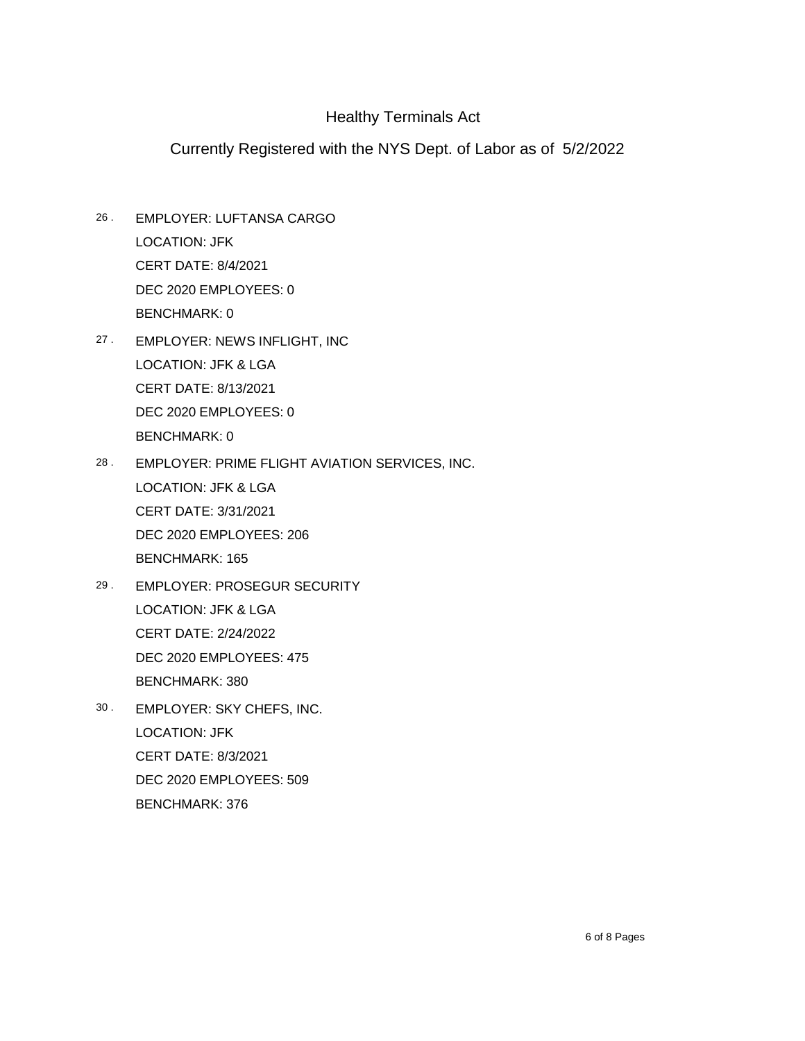# Healthy Terminals Act

## Currently Registered with the NYS Dept. of Labor as of 5/2/2022

26. EMPLOYER: LUFTANSA CARGO
    LOCATION: JFK
    CERT DATE: 8/4/2021
    DEC 2020 EMPLOYEES: 0
    BENCHMARK: 0

27. EMPLOYER: NEWS INFLIGHT, INC
    LOCATION: JFK & LGA
    CERT DATE: 8/13/2021
    DEC 2020 EMPLOYEES: 0
    BENCHMARK: 0

28. EMPLOYER: PRIME FLIGHT AVIATION SERVICES, INC.
    LOCATION: JFK & LGA
    CERT DATE: 3/31/2021
    DEC 2020 EMPLOYEES: 206
    BENCHMARK: 165

29. EMPLOYER: PROSEGUR SECURITY
    LOCATION: JFK & LGA
    CERT DATE: 2/24/2022
    DEC 2020 EMPLOYEES: 475
    BENCHMARK: 380

30. EMPLOYER: SKY CHEFS, INC.
    LOCATION: JFK
    CERT DATE: 8/3/2021
    DEC 2020 EMPLOYEES: 509
    BENCHMARK: 376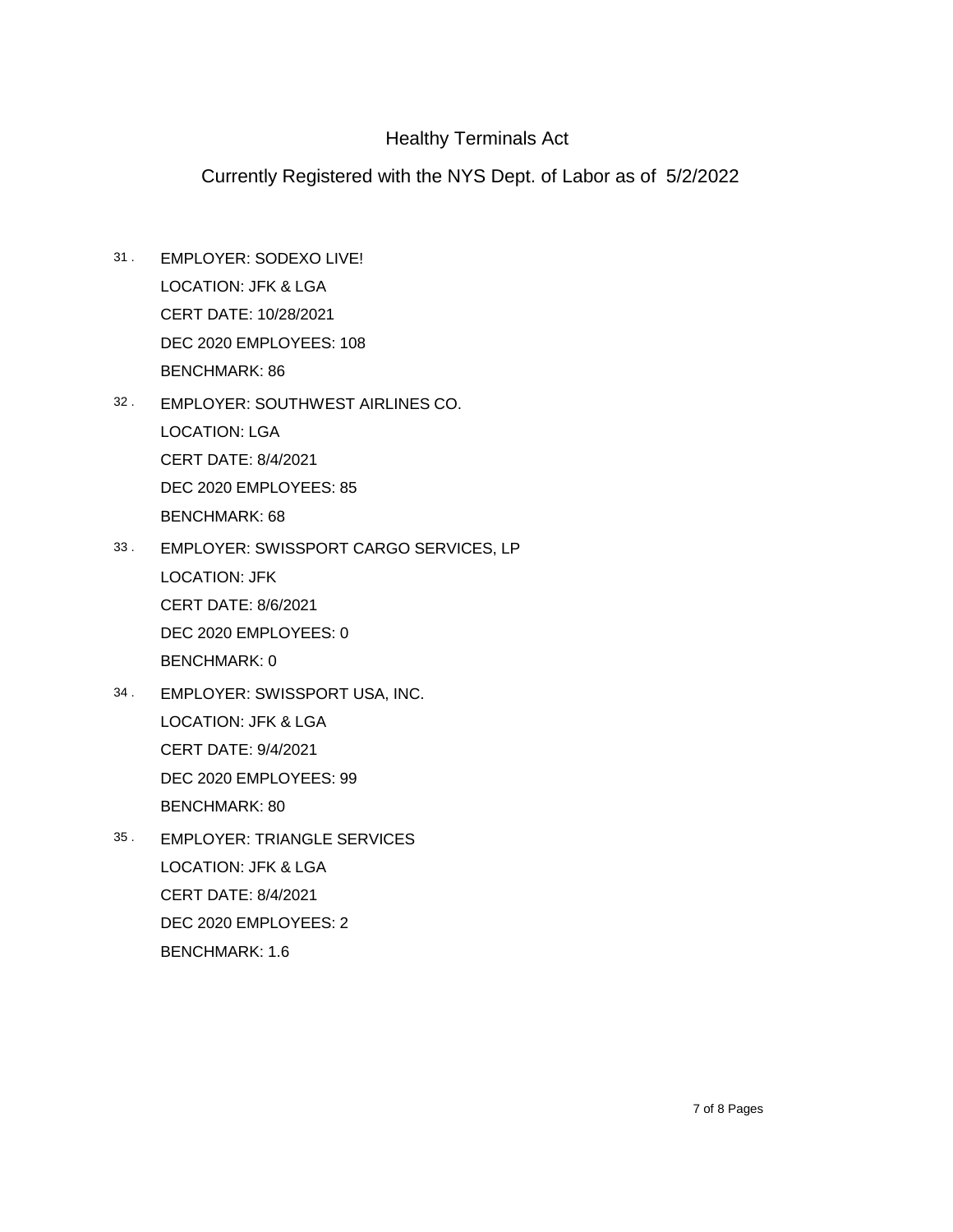# Healthy Terminals Act

## Currently Registered with the NYS Dept. of Labor as of 5/2/2022

31. EMPLOYER: SODEXO LIVE!
    LOCATION: JFK & LGA
    CERT DATE: 10/28/2021
    DEC 2020 EMPLOYEES: 108
    BENCHMARK: 86

32. EMPLOYER: SOUTHWEST AIRLINES CO.
    LOCATION: LGA
    CERT DATE: 8/4/2021
    DEC 2020 EMPLOYEES: 85
    BENCHMARK: 68

33. EMPLOYER: SWISSPORT CARGO SERVICES, LP
    LOCATION: JFK
    CERT DATE: 8/6/2021
    DEC 2020 EMPLOYEES: 0
    BENCHMARK: 0

34. EMPLOYER: SWISSPORT USA, INC.
    LOCATION: JFK & LGA
    CERT DATE: 9/4/2021
    DEC 2020 EMPLOYEES: 99
    BENCHMARK: 80

35. EMPLOYER: TRIANGLE SERVICES
    LOCATION: JFK & LGA
    CERT DATE: 8/4/2021
    DEC 2020 EMPLOYEES: 2
    BENCHMARK: 1.6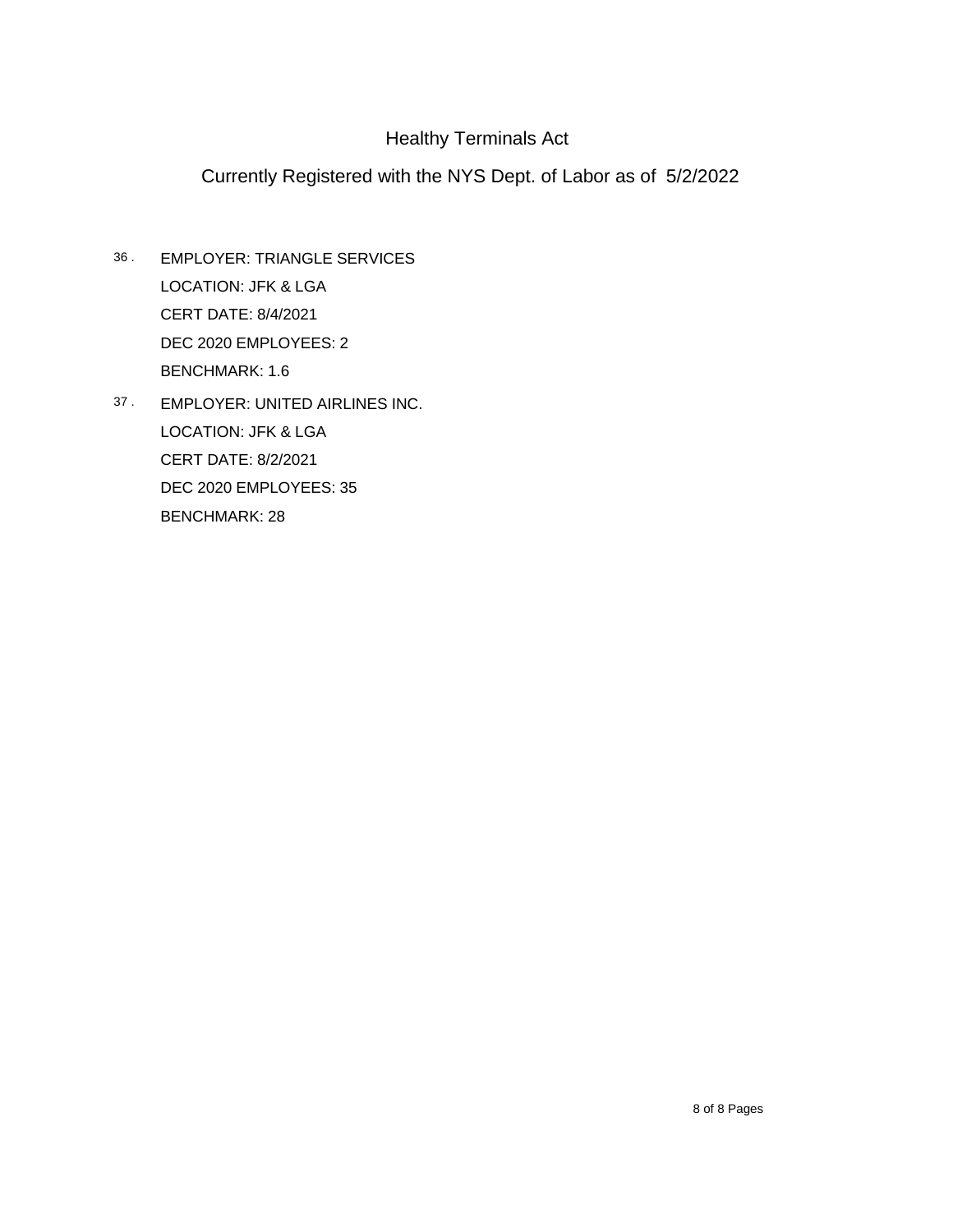# Healthy Terminals Act

## Currently Registered with the NYS Dept. of Labor as of 5/2/2022

36. EMPLOYER: TRIANGLE SERVICES
    LOCATION: JFK & LGA
    CERT DATE: 8/4/2021
    DEC 2020 EMPLOYEES: 2
    BENCHMARK: 1.6

37. EMPLOYER: UNITED AIRLINES INC.
    LOCATION: JFK & LGA
    CERT DATE: 8/2/2021
    DEC 2020 EMPLOYEES: 35
    BENCHMARK: 28